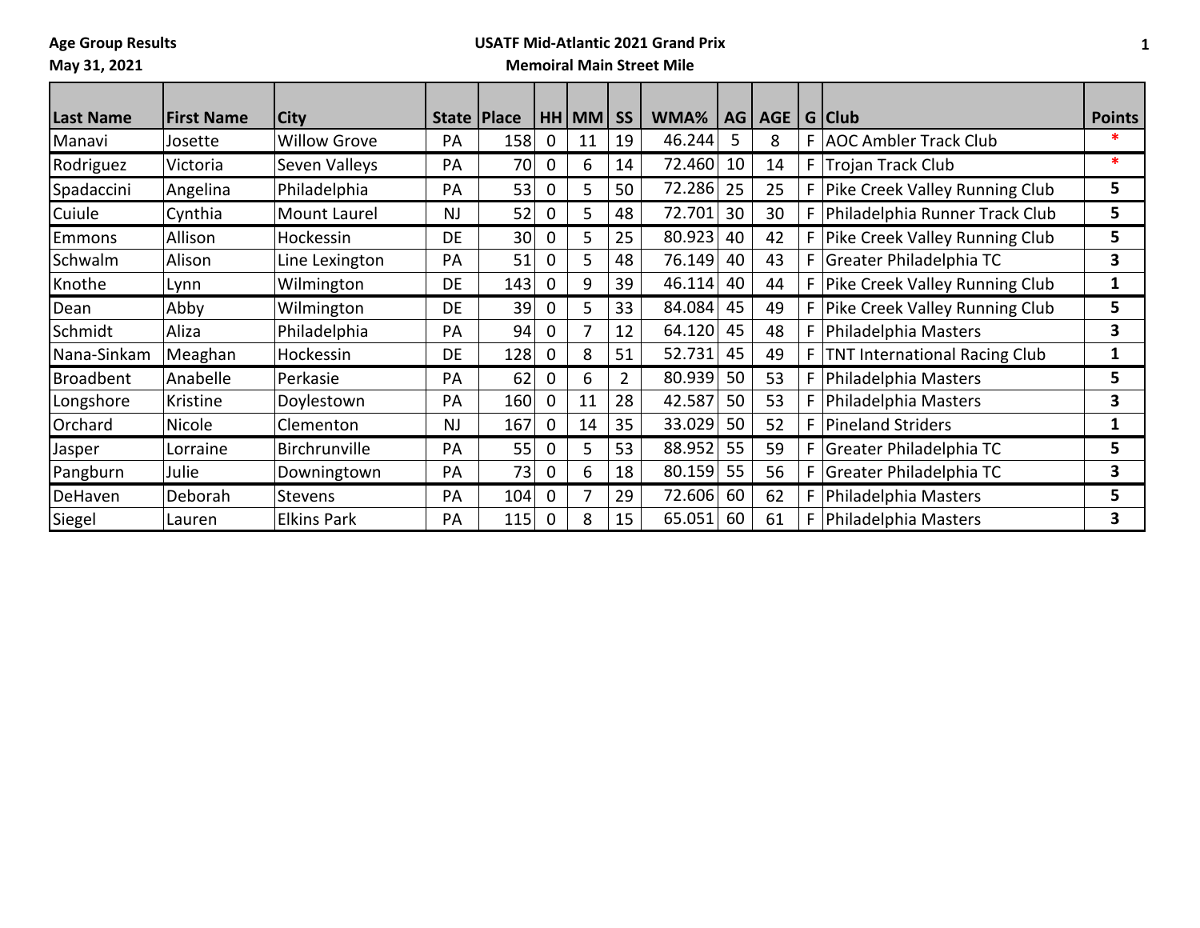**Age Group Results**
**May 31, 2021**

**USATF Mid-Atlantic 2021 Grand Prix**
**Memoiral Main Street Mile**

| Last Name | First Name | City | State | Place | HH | MM | SS | WMA% | AG | AGE | G | Club | Points |
|---|---|---|---|---|---|---|---|---|---|---|---|---|---|
| Manavi | Josette | Willow Grove | PA | 158 | 0 | 11 | 19 | 46.244 | 5 | 8 | F | AOC Ambler Track Club | * |
| Rodriguez | Victoria | Seven Valleys | PA | 70 | 0 | 6 | 14 | 72.460 | 10 | 14 | F | Trojan Track Club | * |
| Spadaccini | Angelina | Philadelphia | PA | 53 | 0 | 5 | 50 | 72.286 | 25 | 25 | F | Pike Creek Valley Running Club | 5 |
| Cuiule | Cynthia | Mount Laurel | NJ | 52 | 0 | 5 | 48 | 72.701 | 30 | 30 | F | Philadelphia Runner Track Club | 5 |
| Emmons | Allison | Hockessin | DE | 30 | 0 | 5 | 25 | 80.923 | 40 | 42 | F | Pike Creek Valley Running Club | 5 |
| Schwalm | Alison | Line Lexington | PA | 51 | 0 | 5 | 48 | 76.149 | 40 | 43 | F | Greater Philadelphia TC | 3 |
| Knothe | Lynn | Wilmington | DE | 143 | 0 | 9 | 39 | 46.114 | 40 | 44 | F | Pike Creek Valley Running Club | 1 |
| Dean | Abby | Wilmington | DE | 39 | 0 | 5 | 33 | 84.084 | 45 | 49 | F | Pike Creek Valley Running Club | 5 |
| Schmidt | Aliza | Philadelphia | PA | 94 | 0 | 7 | 12 | 64.120 | 45 | 48 | F | Philadelphia Masters | 3 |
| Nana-Sinkam | Meaghan | Hockessin | DE | 128 | 0 | 8 | 51 | 52.731 | 45 | 49 | F | TNT International Racing Club | 1 |
| Broadbent | Anabelle | Perkasie | PA | 62 | 0 | 6 | 2 | 80.939 | 50 | 53 | F | Philadelphia Masters | 5 |
| Longshore | Kristine | Doylestown | PA | 160 | 0 | 11 | 28 | 42.587 | 50 | 53 | F | Philadelphia Masters | 3 |
| Orchard | Nicole | Clementon | NJ | 167 | 0 | 14 | 35 | 33.029 | 50 | 52 | F | Pineland Striders | 1 |
| Jasper | Lorraine | Birchrunville | PA | 55 | 0 | 5 | 53 | 88.952 | 55 | 59 | F | Greater Philadelphia TC | 5 |
| Pangburn | Julie | Downingtown | PA | 73 | 0 | 6 | 18 | 80.159 | 55 | 56 | F | Greater Philadelphia TC | 3 |
| DeHaven | Deborah | Stevens | PA | 104 | 0 | 7 | 29 | 72.606 | 60 | 62 | F | Philadelphia Masters | 5 |
| Siegel | Lauren | Elkins Park | PA | 115 | 0 | 8 | 15 | 65.051 | 60 | 61 | F | Philadelphia Masters | 3 |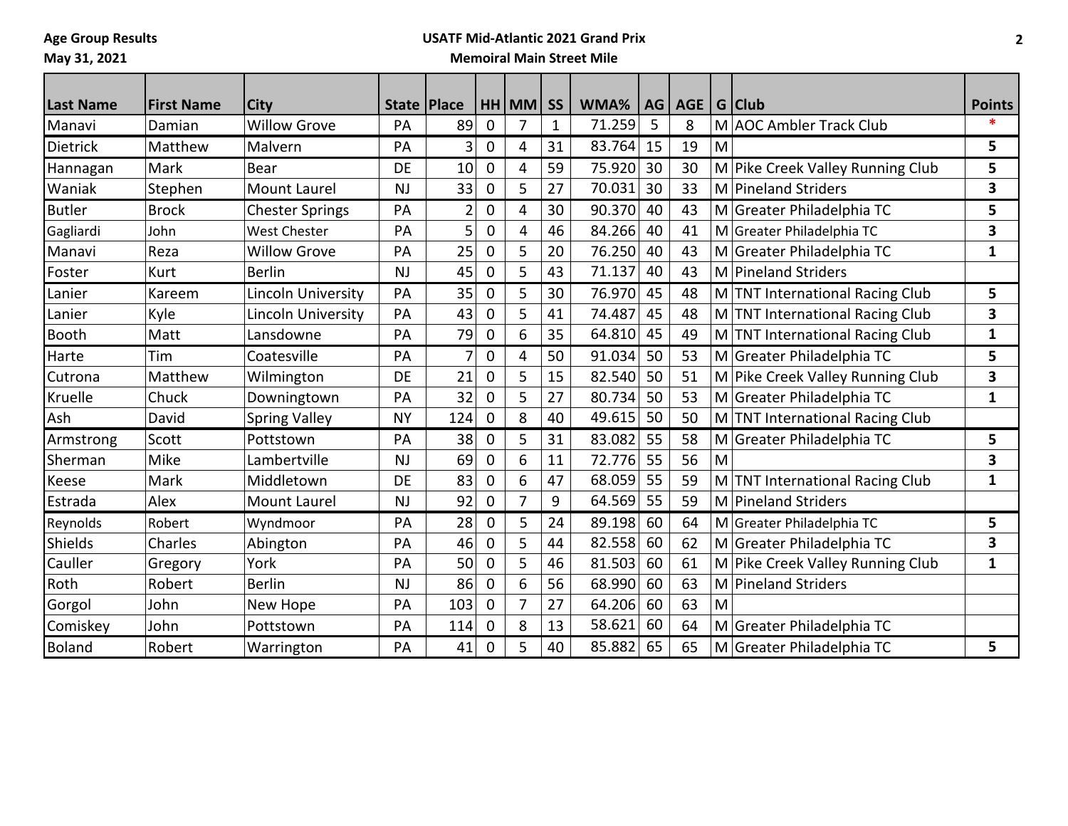Age Group Results
May 31, 2021

## USATF Mid-Atlantic 2021 Grand Prix
### Memoiral Main Street Mile

| Last Name | First Name | City | State | Place | HH | MM | SS | WMA% | AG | AGE | G | Club | Points |
|---|---|---|---|---|---|---|---|---|---|---|---|---|---|
| Manavi | Damian | Willow Grove | PA | 89 | 0 | 7 | 1 | 71.259 | 5 | 8 | M | AOC Ambler Track Club | * |
| Dietrick | Matthew | Malvern | PA | 3 | 0 | 4 | 31 | 83.764 | 15 | 19 | M | | 5 |
| Hannagan | Mark | Bear | DE | 10 | 0 | 4 | 59 | 75.920 | 30 | 30 | M | Pike Creek Valley Running Club | 5 |
| Waniak | Stephen | Mount Laurel | NJ | 33 | 0 | 5 | 27 | 70.031 | 30 | 33 | M | Pineland Striders | 3 |
| Butler | Brock | Chester Springs | PA | 2 | 0 | 4 | 30 | 90.370 | 40 | 43 | M | Greater Philadelphia TC | 5 |
| Gagliardi | John | West Chester | PA | 5 | 0 | 4 | 46 | 84.266 | 40 | 41 | M | Greater Philadelphia TC | 3 |
| Manavi | Reza | Willow Grove | PA | 25 | 0 | 5 | 20 | 76.250 | 40 | 43 | M | Greater Philadelphia TC | 1 |
| Foster | Kurt | Berlin | NJ | 45 | 0 | 5 | 43 | 71.137 | 40 | 43 | M | Pineland Striders | |
| Lanier | Kareem | Lincoln University | PA | 35 | 0 | 5 | 30 | 76.970 | 45 | 48 | M | TNT International Racing Club | 5 |
| Lanier | Kyle | Lincoln University | PA | 43 | 0 | 5 | 41 | 74.487 | 45 | 48 | M | TNT International Racing Club | 3 |
| Booth | Matt | Lansdowne | PA | 79 | 0 | 6 | 35 | 64.810 | 45 | 49 | M | TNT International Racing Club | 1 |
| Harte | Tim | Coatesville | PA | 7 | 0 | 4 | 50 | 91.034 | 50 | 53 | M | Greater Philadelphia TC | 5 |
| Cutrona | Matthew | Wilmington | DE | 21 | 0 | 5 | 15 | 82.540 | 50 | 51 | M | Pike Creek Valley Running Club | 3 |
| Kruelle | Chuck | Downingtown | PA | 32 | 0 | 5 | 27 | 80.734 | 50 | 53 | M | Greater Philadelphia TC | 1 |
| Ash | David | Spring Valley | NY | 124 | 0 | 8 | 40 | 49.615 | 50 | 50 | M | TNT International Racing Club | |
| Armstrong | Scott | Pottstown | PA | 38 | 0 | 5 | 31 | 83.082 | 55 | 58 | M | Greater Philadelphia TC | 5 |
| Sherman | Mike | Lambertville | NJ | 69 | 0 | 6 | 11 | 72.776 | 55 | 56 | M | | 3 |
| Keese | Mark | Middletown | DE | 83 | 0 | 6 | 47 | 68.059 | 55 | 59 | M | TNT International Racing Club | 1 |
| Estrada | Alex | Mount Laurel | NJ | 92 | 0 | 7 | 9 | 64.569 | 55 | 59 | M | Pineland Striders | |
| Reynolds | Robert | Wyndmoor | PA | 28 | 0 | 5 | 24 | 89.198 | 60 | 64 | M | Greater Philadelphia TC | 5 |
| Shields | Charles | Abington | PA | 46 | 0 | 5 | 44 | 82.558 | 60 | 62 | M | Greater Philadelphia TC | 3 |
| Cauller | Gregory | York | PA | 50 | 0 | 5 | 46 | 81.503 | 60 | 61 | M | Pike Creek Valley Running Club | 1 |
| Roth | Robert | Berlin | NJ | 86 | 0 | 6 | 56 | 68.990 | 60 | 63 | M | Pineland Striders | |
| Gorgol | John | New Hope | PA | 103 | 0 | 7 | 27 | 64.206 | 60 | 63 | M | | |
| Comiskey | John | Pottstown | PA | 114 | 0 | 8 | 13 | 58.621 | 60 | 64 | M | Greater Philadelphia TC | |
| Boland | Robert | Warrington | PA | 41 | 0 | 5 | 40 | 85.882 | 65 | 65 | M | Greater Philadelphia TC | 5 |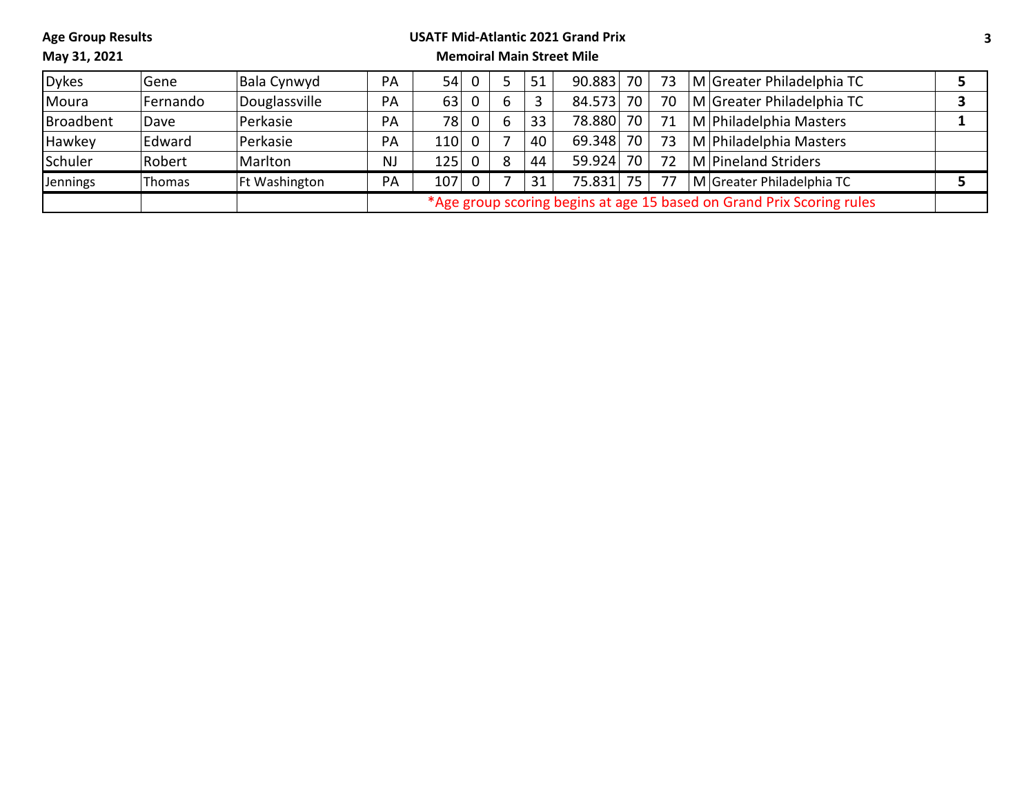Age Group Results

May 31, 2021

**USATF Mid-Atlantic 2021 Grand Prix**

**Memoiral Main Street Mile**

| | | | | | | | | | | | | | |
|---|---|---|---|---|---|---|---|---|---|---|---|---|---|
| Dykes | Gene | Bala Cynwyd | PA | 54 | 0 | 5 | 51 | 90.883 | 70 | 73 | M | Greater Philadelphia TC | **5** |
| Moura | Fernando | Douglassville | PA | 63 | 0 | 6 | 3 | 84.573 | 70 | 70 | M | Greater Philadelphia TC | **3** |
| Broadbent | Dave | Perkasie | PA | 78 | 0 | 6 | 33 | 78.880 | 70 | 71 | M | Philadelphia Masters | **1** |
| Hawkey | Edward | Perkasie | PA | 110 | 0 | 7 | 40 | 69.348 | 70 | 73 | M | Philadelphia Masters | |
| Schuler | Robert | Marlton | NJ | 125 | 0 | 8 | 44 | 59.924 | 70 | 72 | M | Pineland Striders | |
| Jennings | Thomas | Ft Washington | PA | 107 | 0 | 7 | 31 | 75.831 | 75 | 77 | M | Greater Philadelphia TC | **5** |
| | | | *Age group scoring begins at age 15 based on Grand Prix Scoring rules | | | | | | | | | | |